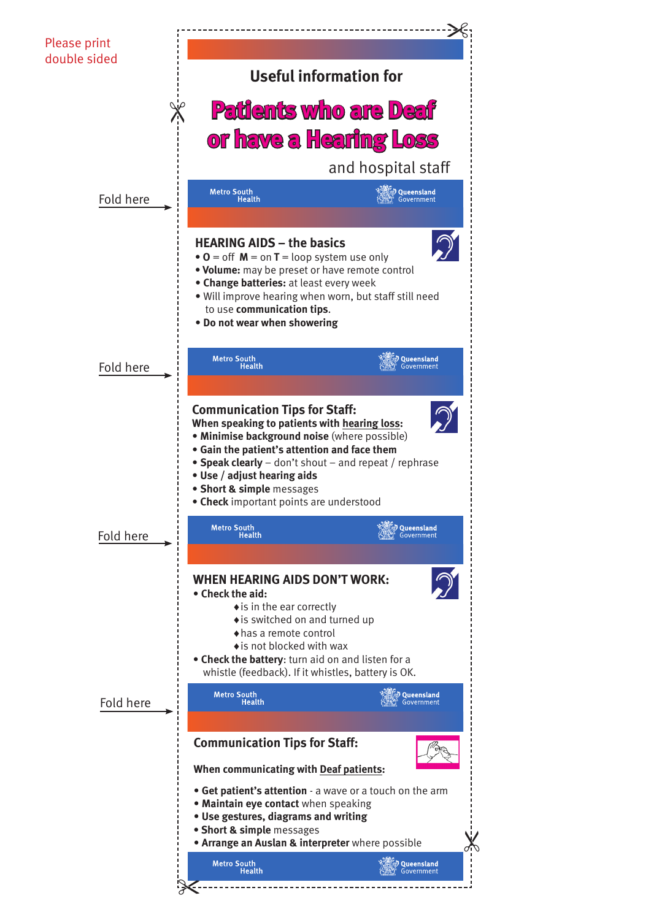Please print double sided

Useful information for

# Patients who are Deaf or have a Hearing Loss

and hospital staff

Fold here

Metro South Health | Queensland Government

## HEARING AIDS – the basics

- **O** = off **M** = on **T** = loop system use only
- **Volume:** may be preset or have remote control
- **Change batteries:** at least every week
- Will improve hearing when worn, but staff still need to use **communication tips**.
- **Do not wear when showering**

Fold here

Metro South Health | Queensland Government

## Communication Tips for Staff:

**When speaking to patients with hearing loss:**

- **Minimise background noise** (where possible)
- **Gain the patient's attention and face them**
- **Speak clearly** – don't shout – and repeat / rephrase
- **Use / adjust hearing aids**
- **Short & simple** messages
- **Check** important points are understood

Fold here

Metro South Health | Queensland Government

## WHEN HEARING AIDS DON'T WORK:

- **Check the aid:**
  - is in the ear correctly
  - is switched on and turned up
  - has a remote control
  - is not blocked with wax
- **Check the battery**: turn aid on and listen for a whistle (feedback). If it whistles, battery is OK.

Fold here

Metro South Health | Queensland Government

## Communication Tips for Staff:

**When communicating with Deaf patients:**

- **Get patient's attention** - a wave or a touch on the arm
- **Maintain eye contact** when speaking
- **Use gestures, diagrams and writing**
- **Short & simple** messages
- **Arrange an Auslan & interpreter** where possible

Metro South Health | Queensland Government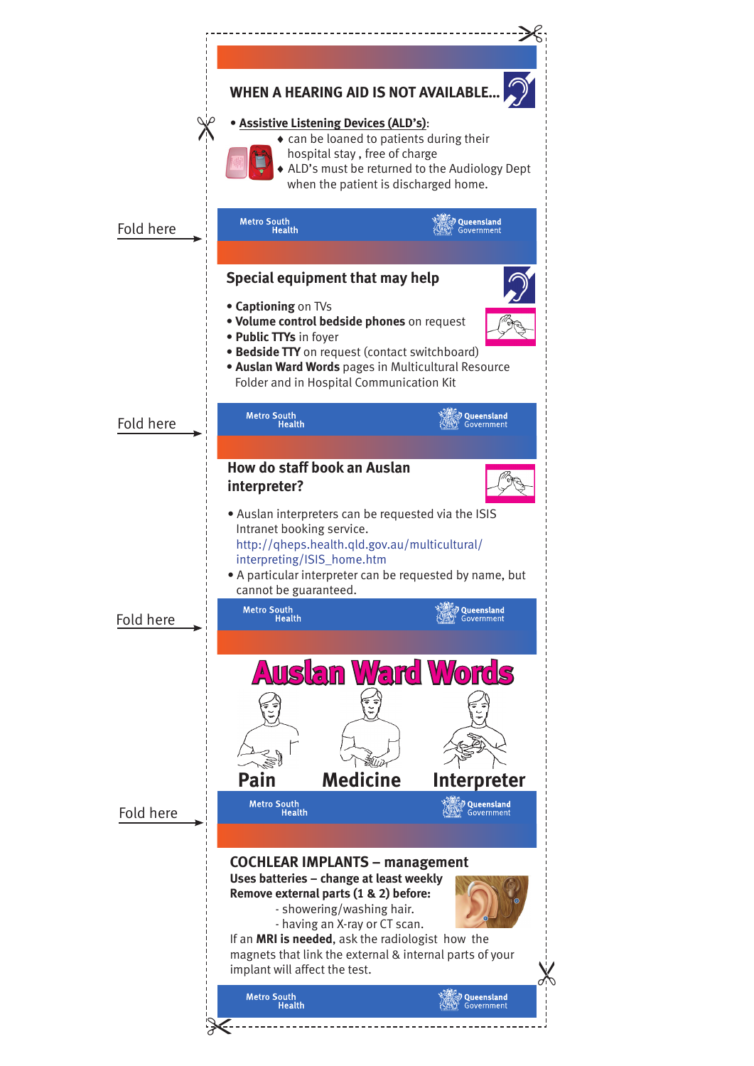Fold here

Fold here

Fold here

Fold here

## WHEN A HEARING AID IS NOT AVAILABLE...

- **Assistive Listening Devices (ALD's)**:
  - can be loaned to patients during their hospital stay , free of charge
  - ALD's must be returned to the Audiology Dept when the patient is discharged home.

Metro South Health | Queensland Government

## Special equipment that may help

- **Captioning** on TVs
- **Volume control bedside phones** on request
- **Public TTYs** in foyer
- **Bedside TTY** on request (contact switchboard)
- **Auslan Ward Words** pages in Multicultural Resource Folder and in Hospital Communication Kit

Metro South Health | Queensland Government

## How do staff book an Auslan interpreter?

- Auslan interpreters can be requested via the ISIS Intranet booking service. http://qheps.health.qld.gov.au/multicultural/interpreting/ISIS_home.htm
- A particular interpreter can be requested by name, but cannot be guaranteed.

Metro South Health | Queensland Government

## Auslan Ward Words

**Pain** **Medicine** **Interpreter**

Metro South Health | Queensland Government

## COCHLEAR IMPLANTS – management

**Uses batteries – change at least weekly**
**Remove external parts (1 & 2) before:**

- showering/washing hair.
- having an X-ray or CT scan.

If an **MRI is needed**, ask the radiologist how the magnets that link the external & internal parts of your implant will affect the test.

Metro South Health | Queensland Government